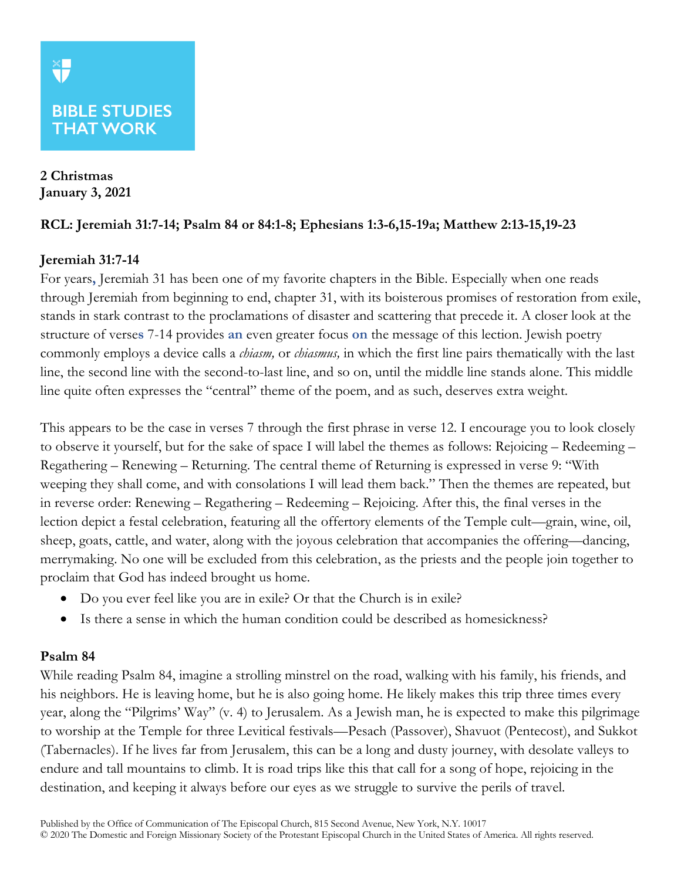**BIBLE STUDIES THAT WORK**

**2 Christmas**
**January 3, 2021**

**RCL: Jeremiah 31:7-14; Psalm 84 or 84:1-8; Ephesians 1:3-6,15-19a; Matthew 2:13-15,19-23**

**Jeremiah 31:7-14**

For years, Jeremiah 31 has been one of my favorite chapters in the Bible. Especially when one reads through Jeremiah from beginning to end, chapter 31, with its boisterous promises of restoration from exile, stands in stark contrast to the proclamations of disaster and scattering that precede it. A closer look at the structure of verses 7-14 provides an even greater focus on the message of this lection. Jewish poetry commonly employs a device calls a *chiasm,* or *chiasmus,* in which the first line pairs thematically with the last line, the second line with the second-to-last line, and so on, until the middle line stands alone. This middle line quite often expresses the "central" theme of the poem, and as such, deserves extra weight.

This appears to be the case in verses 7 through the first phrase in verse 12. I encourage you to look closely to observe it yourself, but for the sake of space I will label the themes as follows: Rejoicing – Redeeming – Regathering – Renewing – Returning. The central theme of Returning is expressed in verse 9: "With weeping they shall come, and with consolations I will lead them back." Then the themes are repeated, but in reverse order: Renewing – Regathering – Redeeming – Rejoicing. After this, the final verses in the lection depict a festal celebration, featuring all the offertory elements of the Temple cult—grain, wine, oil, sheep, goats, cattle, and water, along with the joyous celebration that accompanies the offering—dancing, merrymaking. No one will be excluded from this celebration, as the priests and the people join together to proclaim that God has indeed brought us home.

- Do you ever feel like you are in exile? Or that the Church is in exile?
- Is there a sense in which the human condition could be described as homesickness?

**Psalm 84**

While reading Psalm 84, imagine a strolling minstrel on the road, walking with his family, his friends, and his neighbors. He is leaving home, but he is also going home. He likely makes this trip three times every year, along the "Pilgrims' Way" (v. 4) to Jerusalem. As a Jewish man, he is expected to make this pilgrimage to worship at the Temple for three Levitical festivals—Pesach (Passover), Shavuot (Pentecost), and Sukkot (Tabernacles). If he lives far from Jerusalem, this can be a long and dusty journey, with desolate valleys to endure and tall mountains to climb. It is road trips like this that call for a song of hope, rejoicing in the destination, and keeping it always before our eyes as we struggle to survive the perils of travel.

Published by the Office of Communication of The Episcopal Church, 815 Second Avenue, New York, N.Y. 10017
© 2020 The Domestic and Foreign Missionary Society of the Protestant Episcopal Church in the United States of America. All rights reserved.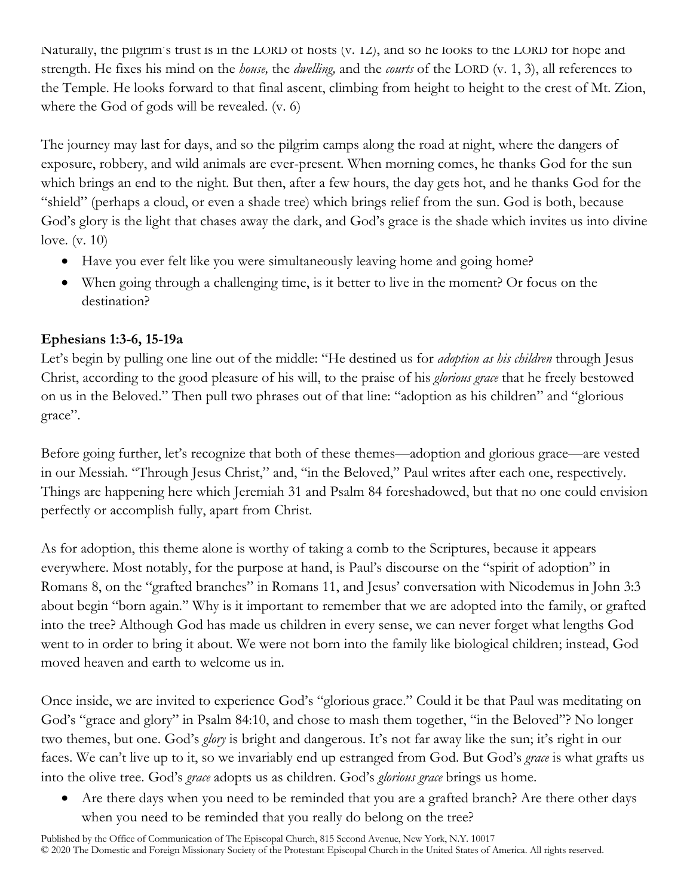Naturally, the pilgrim's trust is in the LORD of hosts (v. 12), and so he looks to the LORD for hope and strength. He fixes his mind on the *house,* the *dwelling,* and the *courts* of the LORD (v. 1, 3), all references to the Temple. He looks forward to that final ascent, climbing from height to height to the crest of Mt. Zion, where the God of gods will be revealed. (v. 6)

The journey may last for days, and so the pilgrim camps along the road at night, where the dangers of exposure, robbery, and wild animals are ever-present. When morning comes, he thanks God for the sun which brings an end to the night. But then, after a few hours, the day gets hot, and he thanks God for the "shield" (perhaps a cloud, or even a shade tree) which brings relief from the sun. God is both, because God's glory is the light that chases away the dark, and God's grace is the shade which invites us into divine love. (v. 10)

- Have you ever felt like you were simultaneously leaving home and going home?
- When going through a challenging time, is it better to live in the moment? Or focus on the destination?

**Ephesians 1:3-6, 15-19a**

Let's begin by pulling one line out of the middle: "He destined us for *adoption as his children* through Jesus Christ, according to the good pleasure of his will, to the praise of his *glorious grace* that he freely bestowed on us in the Beloved." Then pull two phrases out of that line: "adoption as his children" and "glorious grace".

Before going further, let's recognize that both of these themes—adoption and glorious grace—are vested in our Messiah. "Through Jesus Christ," and, "in the Beloved," Paul writes after each one, respectively. Things are happening here which Jeremiah 31 and Psalm 84 foreshadowed, but that no one could envision perfectly or accomplish fully, apart from Christ.

As for adoption, this theme alone is worthy of taking a comb to the Scriptures, because it appears everywhere. Most notably, for the purpose at hand, is Paul's discourse on the "spirit of adoption" in Romans 8, on the "grafted branches" in Romans 11, and Jesus' conversation with Nicodemus in John 3:3 about begin "born again." Why is it important to remember that we are adopted into the family, or grafted into the tree? Although God has made us children in every sense, we can never forget what lengths God went to in order to bring it about. We were not born into the family like biological children; instead, God moved heaven and earth to welcome us in.

Once inside, we are invited to experience God's "glorious grace." Could it be that Paul was meditating on God's "grace and glory" in Psalm 84:10, and chose to mash them together, "in the Beloved"? No longer two themes, but one. God's *glory* is bright and dangerous. It's not far away like the sun; it's right in our faces. We can't live up to it, so we invariably end up estranged from God. But God's *grace* is what grafts us into the olive tree. God's *grace* adopts us as children. God's *glorious grace* brings us home.

- Are there days when you need to be reminded that you are a grafted branch? Are there other days when you need to be reminded that you really do belong on the tree?

Published by the Office of Communication of The Episcopal Church, 815 Second Avenue, New York, N.Y. 10017
© 2020 The Domestic and Foreign Missionary Society of the Protestant Episcopal Church in the United States of America. All rights reserved.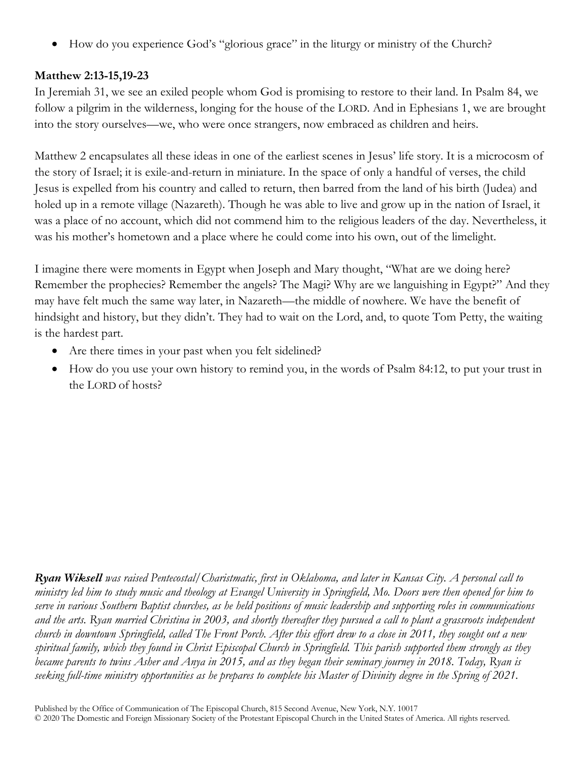- How do you experience God's "glorious grace" in the liturgy or ministry of the Church?

**Matthew 2:13-15,19-23**

In Jeremiah 31, we see an exiled people whom God is promising to restore to their land. In Psalm 84, we follow a pilgrim in the wilderness, longing for the house of the LORD. And in Ephesians 1, we are brought into the story ourselves—we, who were once strangers, now embraced as children and heirs.

Matthew 2 encapsulates all these ideas in one of the earliest scenes in Jesus' life story. It is a microcosm of the story of Israel; it is exile-and-return in miniature. In the space of only a handful of verses, the child Jesus is expelled from his country and called to return, then barred from the land of his birth (Judea) and holed up in a remote village (Nazareth). Though he was able to live and grow up in the nation of Israel, it was a place of no account, which did not commend him to the religious leaders of the day. Nevertheless, it was his mother's hometown and a place where he could come into his own, out of the limelight.

I imagine there were moments in Egypt when Joseph and Mary thought, "What are we doing here? Remember the prophecies? Remember the angels? The Magi? Why are we languishing in Egypt?" And they may have felt much the same way later, in Nazareth—the middle of nowhere. We have the benefit of hindsight and history, but they didn't. They had to wait on the Lord, and, to quote Tom Petty, the waiting is the hardest part.

- Are there times in your past when you felt sidelined?
- How do you use your own history to remind you, in the words of Psalm 84:12, to put your trust in the LORD of hosts?

***Ryan Wiksell*** *was raised Pentecostal/Charismatic, first in Oklahoma, and later in Kansas City. A personal call to ministry led him to study music and theology at Evangel University in Springfield, Mo. Doors were then opened for him to serve in various Southern Baptist churches, as he held positions of music leadership and supporting roles in communications and the arts. Ryan married Christina in 2003, and shortly thereafter they pursued a call to plant a grassroots independent church in downtown Springfield, called The Front Porch. After this effort drew to a close in 2011, they sought out a new spiritual family, which they found in Christ Episcopal Church in Springfield. This parish supported them strongly as they became parents to twins Asher and Anya in 2015, and as they began their seminary journey in 2018. Today, Ryan is seeking full-time ministry opportunities as he prepares to complete his Master of Divinity degree in the Spring of 2021.*

Published by the Office of Communication of The Episcopal Church, 815 Second Avenue, New York, N.Y. 10017
© 2020 The Domestic and Foreign Missionary Society of the Protestant Episcopal Church in the United States of America. All rights reserved.